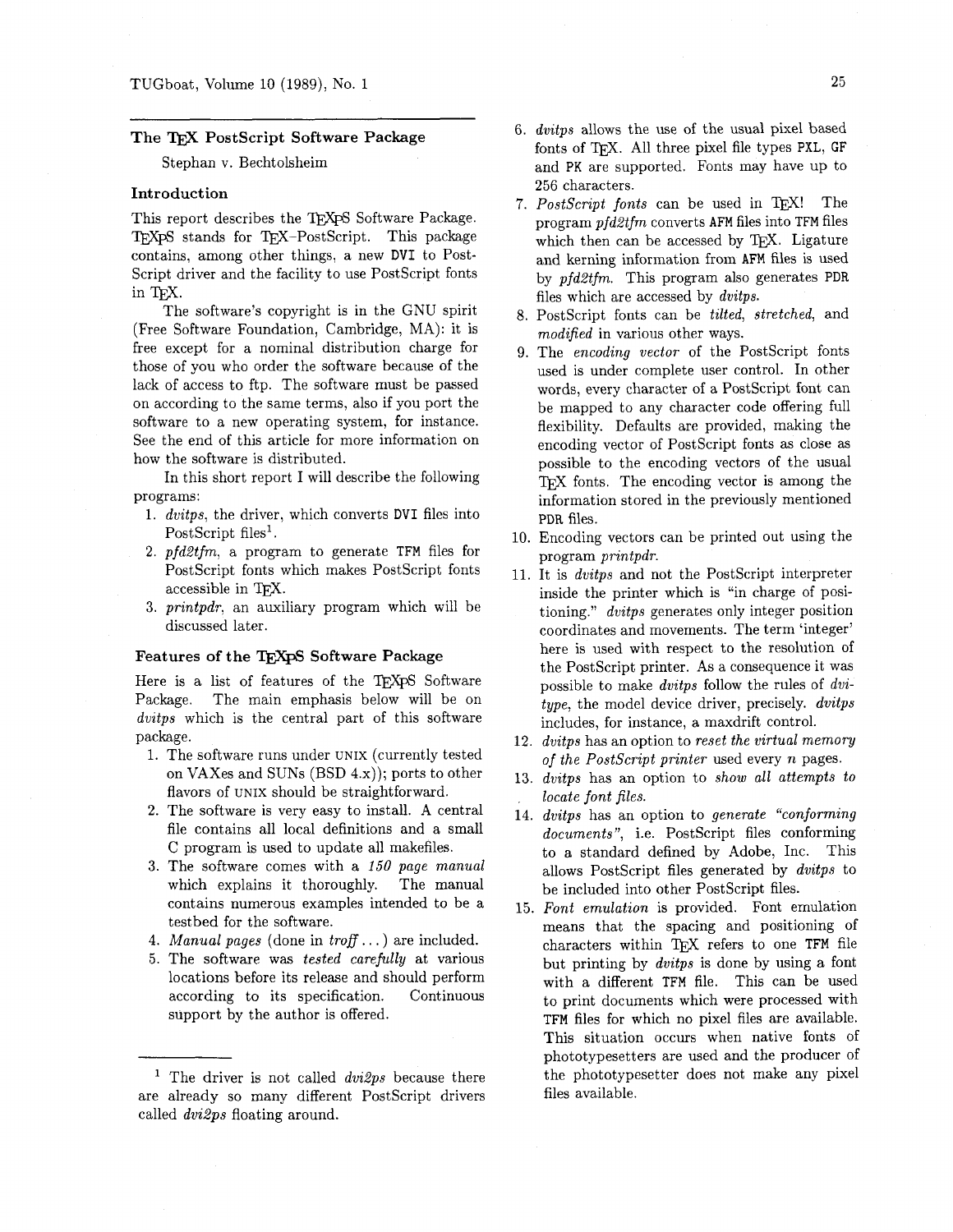## The TeX PostScript Software Package

Stephan v. Bechtolsheim

### Introduction

This report describes the TeXPS Software Package. TeXPS stands for TeX-PostScript. This package contains, among other things, a new DVI to PostScript driver and the facility to use PostScript fonts in TeX.

The software's copyright is in the GNU spirit (Free Software Foundation, Cambridge, MA): it is free except for a nominal distribution charge for those of you who order the software because of the lack of access to ftp. The software must be passed on according to the same terms, also if you port the software to a new operating system, for instance. See the end of this article for more information on how the software is distributed.

In this short report I will describe the following programs:

1. *dvitps*, the driver, which converts DVI files into PostScript files[1].
2. *pfd2tfm*, a program to generate TFM files for PostScript fonts which makes PostScript fonts accessible in TeX.
3. *printpdr*, an auxiliary program which will be discussed later.

### Features of the TeXPS Software Package

Here is a list of features of the TeXPS Software Package. The main emphasis below will be on *dvitps* which is the central part of this software package.

1. The software runs under UNIX (currently tested on VAXes and SUNs (BSD 4.x)); ports to other flavors of UNIX should be straightforward.
2. The software is very easy to install. A central file contains all local definitions and a small C program is used to update all makefiles.
3. The software comes with a *150 page manual* which explains it thoroughly. The manual contains numerous examples intended to be a testbed for the software.
4. *Manual pages* (done in *troff*...) are included.
5. The software was *tested carefully* at various locations before its release and should perform according to its specification. Continuous support by the author is offered.
6. *dvitps* allows the use of the usual pixel based fonts of TeX. All three pixel file types PXL, GF and PK are supported. Fonts may have up to 256 characters.
7. *PostScript fonts* can be used in TeX! The program *pfd2tfm* converts AFM files into TFM files which then can be accessed by TeX. Ligature and kerning information from AFM files is used by *pfd2tfm*. This program also generates PDR files which are accessed by *dvitps*.
8. PostScript fonts can be *tilted*, *stretched*, and *modified* in various other ways.
9. The *encoding vector* of the PostScript fonts used is under complete user control. In other words, every character of a PostScript font can be mapped to any character code offering full flexibility. Defaults are provided, making the encoding vector of PostScript fonts as close as possible to the encoding vectors of the usual TeX fonts. The encoding vector is among the information stored in the previously mentioned PDR files.
10. Encoding vectors can be printed out using the program *printpdr*.
11. It is *dvitps* and not the PostScript interpreter inside the printer which is "in charge of positioning." *dvitps* generates only integer position coordinates and movements. The term 'integer' here is used with respect to the resolution of the PostScript printer. As a consequence it was possible to make *dvitps* follow the rules of *dvitype*, the model device driver, precisely. *dvitps* includes, for instance, a maxdrift control.
12. *dvitps* has an option to *reset the virtual memory of the PostScript printer* used every *n* pages.
13. *dvitps* has an option to *show all attempts to locate font files.*
14. *dvitps* has an option to *generate "conforming documents"*, i.e. PostScript files conforming to a standard defined by Adobe, Inc. This allows PostScript files generated by *dvitps* to be included into other PostScript files.
15. *Font emulation* is provided. Font emulation means that the spacing and positioning of characters within TeX refers to one TFM file but printing by *dvitps* is done by using a font with a different TFM file. This can be used to print documents which were processed with TFM files for which no pixel files are available. This situation occurs when native fonts of phototypesetters are used and the producer of the phototypesetter does not make any pixel files available.

---

[1] The driver is not called *dvi2ps* because there are already so many different PostScript drivers called *dvi2ps* floating around.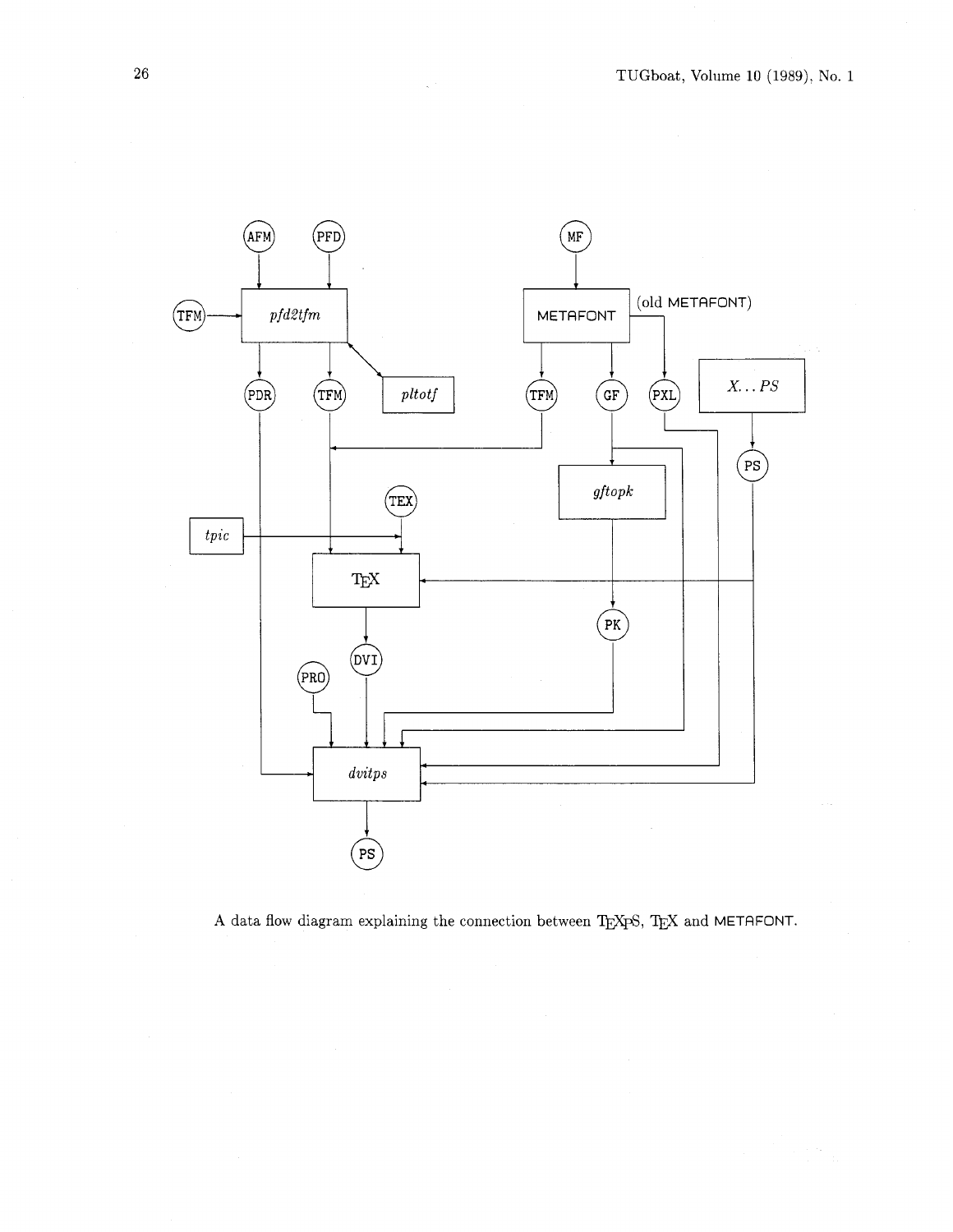A data flow diagram explaining the connection between TEXPS, TEX and METAFONT.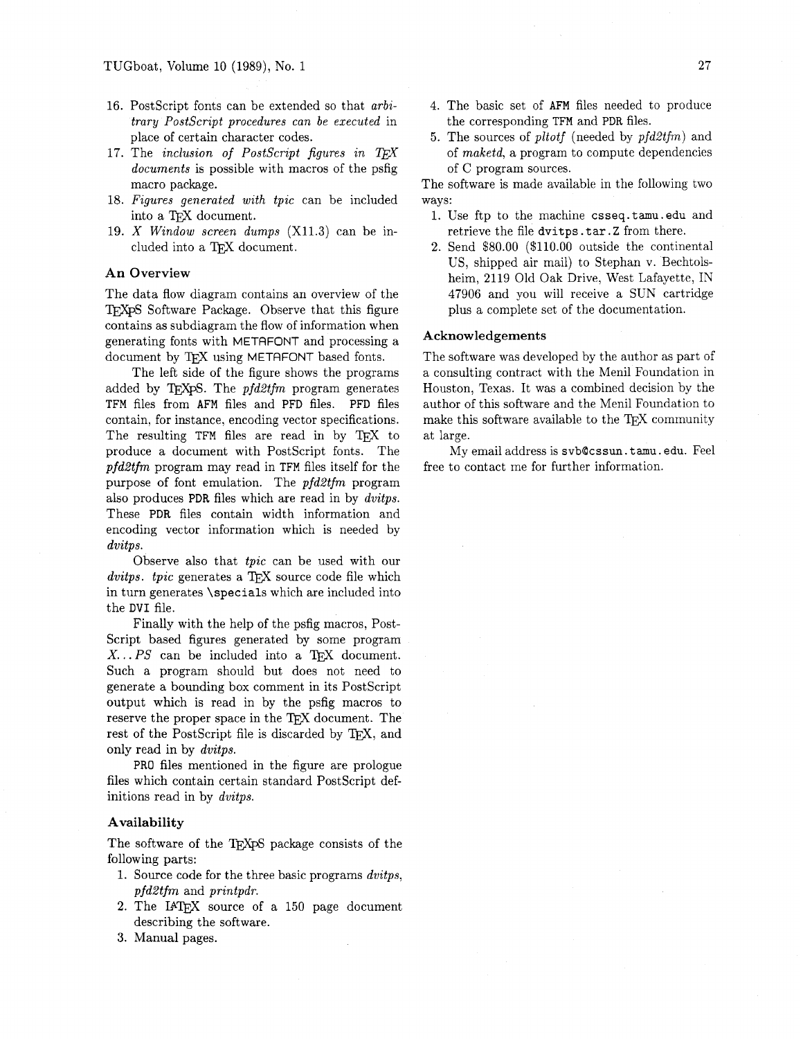16. PostScript fonts can be extended so that *arbitrary PostScript procedures can be executed* in place of certain character codes.
17. The *inclusion of PostScript figures in TeX documents* is possible with macros of the psfig macro package.
18. *Figures generated with tpic* can be included into a TeX document.
19. *X Window screen dumps* (X11.3) can be included into a TeX document.

### An Overview

The data flow diagram contains an overview of the TeXPS Software Package. Observe that this figure contains as subdiagram the flow of information when generating fonts with METAFONT and processing a document by TeX using METAFONT based fonts.

The left side of the figure shows the programs added by TeXPS. The *pfd2tfm* program generates TFM files from AFM files and PFD files. PFD files contain, for instance, encoding vector specifications. The resulting TFM files are read in by TeX to produce a document with PostScript fonts. The *pfd2tfm* program may read in TFM files itself for the purpose of font emulation. The *pfd2tfm* program also produces PDR files which are read in by *dvitps*. These PDR files contain width information and encoding vector information which is needed by *dvitps*.

Observe also that *tpic* can be used with our *dvitps*. *tpic* generates a TeX source code file which in turn generates `\special`s which are included into the DVI file.

Finally with the help of the psfig macros, PostScript based figures generated by some program *X...PS* can be included into a TeX document. Such a program should but does not need to generate a bounding box comment in its PostScript output which is read in by the psfig macros to reserve the proper space in the TeX document. The rest of the PostScript file is discarded by TeX, and only read in by *dvitps*.

PRO files mentioned in the figure are prologue files which contain certain standard PostScript definitions read in by *dvitps*.

### Availability

The software of the TeXPS package consists of the following parts:

1. Source code for the three basic programs *dvitps*, *pfd2tfm* and *printpdr*.
2. The LaTeX source of a 150 page document describing the software.
3. Manual pages.
4. The basic set of AFM files needed to produce the corresponding TFM and PDR files.
5. The sources of *pltotf* (needed by *pfd2tfm*) and of *maketd*, a program to compute dependencies of C program sources.

The software is made available in the following two ways:

1. Use ftp to the machine `csseq.tamu.edu` and retrieve the file `dvitps.tar.Z` from there.
2. Send $80.00 ($110.00 outside the continental US, shipped air mail) to Stephan v. Bechtolsheim, 2119 Old Oak Drive, West Lafayette, IN 47906 and you will receive a SUN cartridge plus a complete set of the documentation.

### Acknowledgements

The software was developed by the author as part of a consulting contract with the Menil Foundation in Houston, Texas. It was a combined decision by the author of this software and the Menil Foundation to make this software available to the TeX community at large.

My email address is `svb@cssun.tamu.edu`. Feel free to contact me for further information.